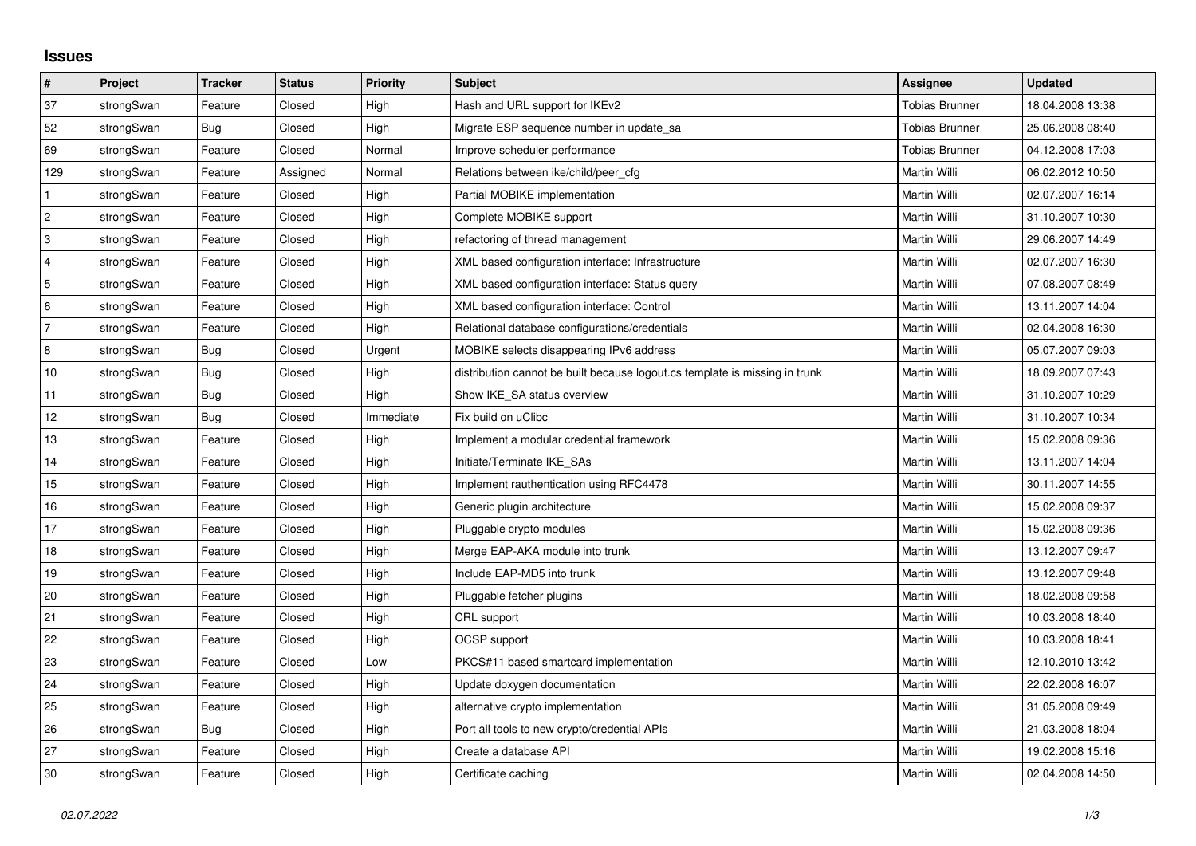## Issues

| # | Project | Tracker | Status | Priority | Subject | Assignee | Updated |
|---|---|---|---|---|---|---|---|
| 37 | strongSwan | Feature | Closed | High | Hash and URL support for IKEv2 | Tobias Brunner | 18.04.2008 13:38 |
| 52 | strongSwan | Bug | Closed | High | Migrate ESP sequence number in update_sa | Tobias Brunner | 25.06.2008 08:40 |
| 69 | strongSwan | Feature | Closed | Normal | Improve scheduler performance | Tobias Brunner | 04.12.2008 17:03 |
| 129 | strongSwan | Feature | Assigned | Normal | Relations between ike/child/peer_cfg | Martin Willi | 06.02.2012 10:50 |
| 1 | strongSwan | Feature | Closed | High | Partial MOBIKE implementation | Martin Willi | 02.07.2007 16:14 |
| 2 | strongSwan | Feature | Closed | High | Complete MOBIKE support | Martin Willi | 31.10.2007 10:30 |
| 3 | strongSwan | Feature | Closed | High | refactoring of thread management | Martin Willi | 29.06.2007 14:49 |
| 4 | strongSwan | Feature | Closed | High | XML based configuration interface: Infrastructure | Martin Willi | 02.07.2007 16:30 |
| 5 | strongSwan | Feature | Closed | High | XML based configuration interface: Status query | Martin Willi | 07.08.2007 08:49 |
| 6 | strongSwan | Feature | Closed | High | XML based configuration interface: Control | Martin Willi | 13.11.2007 14:04 |
| 7 | strongSwan | Feature | Closed | High | Relational database configurations/credentials | Martin Willi | 02.04.2008 16:30 |
| 8 | strongSwan | Bug | Closed | Urgent | MOBIKE selects disappearing IPv6 address | Martin Willi | 05.07.2007 09:03 |
| 10 | strongSwan | Bug | Closed | High | distribution cannot be built because logout.cs template is missing in trunk | Martin Willi | 18.09.2007 07:43 |
| 11 | strongSwan | Bug | Closed | High | Show IKE_SA status overview | Martin Willi | 31.10.2007 10:29 |
| 12 | strongSwan | Bug | Closed | Immediate | Fix build on uClibc | Martin Willi | 31.10.2007 10:34 |
| 13 | strongSwan | Feature | Closed | High | Implement a modular credential framework | Martin Willi | 15.02.2008 09:36 |
| 14 | strongSwan | Feature | Closed | High | Initiate/Terminate IKE_SAs | Martin Willi | 13.11.2007 14:04 |
| 15 | strongSwan | Feature | Closed | High | Implement rauthentication using RFC4478 | Martin Willi | 30.11.2007 14:55 |
| 16 | strongSwan | Feature | Closed | High | Generic plugin architecture | Martin Willi | 15.02.2008 09:37 |
| 17 | strongSwan | Feature | Closed | High | Pluggable crypto modules | Martin Willi | 15.02.2008 09:36 |
| 18 | strongSwan | Feature | Closed | High | Merge EAP-AKA module into trunk | Martin Willi | 13.12.2007 09:47 |
| 19 | strongSwan | Feature | Closed | High | Include EAP-MD5 into trunk | Martin Willi | 13.12.2007 09:48 |
| 20 | strongSwan | Feature | Closed | High | Pluggable fetcher plugins | Martin Willi | 18.02.2008 09:58 |
| 21 | strongSwan | Feature | Closed | High | CRL support | Martin Willi | 10.03.2008 18:40 |
| 22 | strongSwan | Feature | Closed | High | OCSP support | Martin Willi | 10.03.2008 18:41 |
| 23 | strongSwan | Feature | Closed | Low | PKCS#11 based smartcard implementation | Martin Willi | 12.10.2010 13:42 |
| 24 | strongSwan | Feature | Closed | High | Update doxygen documentation | Martin Willi | 22.02.2008 16:07 |
| 25 | strongSwan | Feature | Closed | High | alternative crypto implementation | Martin Willi | 31.05.2008 09:49 |
| 26 | strongSwan | Bug | Closed | High | Port all tools to new crypto/credential APIs | Martin Willi | 21.03.2008 18:04 |
| 27 | strongSwan | Feature | Closed | High | Create a database API | Martin Willi | 19.02.2008 15:16 |
| 30 | strongSwan | Feature | Closed | High | Certificate caching | Martin Willi | 02.04.2008 14:50 |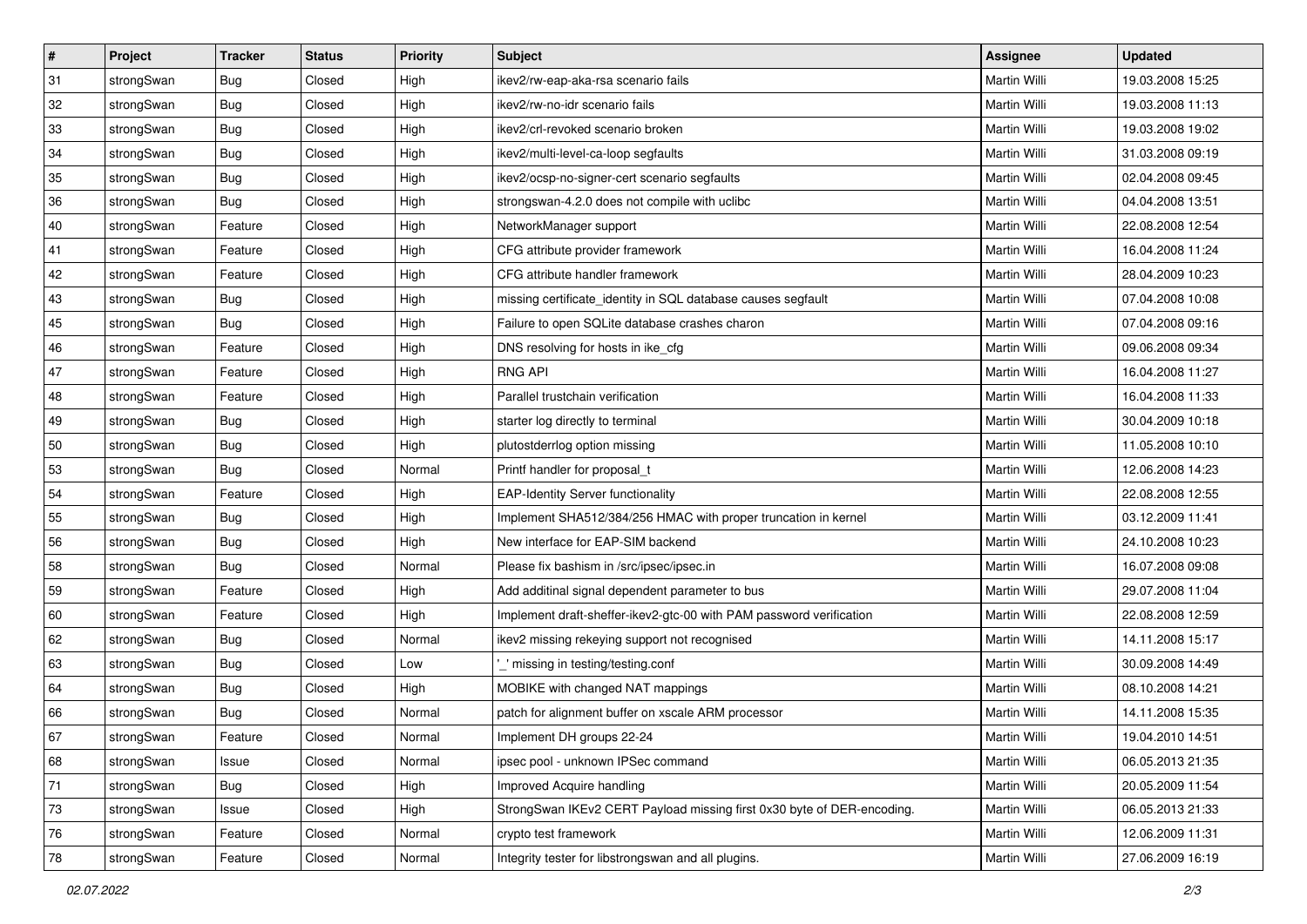| # | Project | Tracker | Status | Priority | Subject | Assignee | Updated |
|---|---|---|---|---|---|---|---|
| 31 | strongSwan | Bug | Closed | High | ikev2/rw-eap-aka-rsa scenario fails | Martin Willi | 19.03.2008 15:25 |
| 32 | strongSwan | Bug | Closed | High | ikev2/rw-no-idr scenario fails | Martin Willi | 19.03.2008 11:13 |
| 33 | strongSwan | Bug | Closed | High | ikev2/crl-revoked scenario broken | Martin Willi | 19.03.2008 19:02 |
| 34 | strongSwan | Bug | Closed | High | ikev2/multi-level-ca-loop segfaults | Martin Willi | 31.03.2008 09:19 |
| 35 | strongSwan | Bug | Closed | High | ikev2/ocsp-no-signer-cert scenario segfaults | Martin Willi | 02.04.2008 09:45 |
| 36 | strongSwan | Bug | Closed | High | strongswan-4.2.0 does not compile with uclibc | Martin Willi | 04.04.2008 13:51 |
| 40 | strongSwan | Feature | Closed | High | NetworkManager support | Martin Willi | 22.08.2008 12:54 |
| 41 | strongSwan | Feature | Closed | High | CFG attribute provider framework | Martin Willi | 16.04.2008 11:24 |
| 42 | strongSwan | Feature | Closed | High | CFG attribute handler framework | Martin Willi | 28.04.2009 10:23 |
| 43 | strongSwan | Bug | Closed | High | missing certificate_identity in SQL database causes segfault | Martin Willi | 07.04.2008 10:08 |
| 45 | strongSwan | Bug | Closed | High | Failure to open SQLite database crashes charon | Martin Willi | 07.04.2008 09:16 |
| 46 | strongSwan | Feature | Closed | High | DNS resolving for hosts in ike_cfg | Martin Willi | 09.06.2008 09:34 |
| 47 | strongSwan | Feature | Closed | High | RNG API | Martin Willi | 16.04.2008 11:27 |
| 48 | strongSwan | Feature | Closed | High | Parallel trustchain verification | Martin Willi | 16.04.2008 11:33 |
| 49 | strongSwan | Bug | Closed | High | starter log directly to terminal | Martin Willi | 30.04.2009 10:18 |
| 50 | strongSwan | Bug | Closed | High | plutostderrlog option missing | Martin Willi | 11.05.2008 10:10 |
| 53 | strongSwan | Bug | Closed | Normal | Printf handler for proposal_t | Martin Willi | 12.06.2008 14:23 |
| 54 | strongSwan | Feature | Closed | High | EAP-Identity Server functionality | Martin Willi | 22.08.2008 12:55 |
| 55 | strongSwan | Bug | Closed | High | Implement SHA512/384/256 HMAC with proper truncation in kernel | Martin Willi | 03.12.2009 11:41 |
| 56 | strongSwan | Bug | Closed | High | New interface for EAP-SIM backend | Martin Willi | 24.10.2008 10:23 |
| 58 | strongSwan | Bug | Closed | Normal | Please fix bashism in /src/ipsec/ipsec.in | Martin Willi | 16.07.2008 09:08 |
| 59 | strongSwan | Feature | Closed | High | Add additinal signal dependent parameter to bus | Martin Willi | 29.07.2008 11:04 |
| 60 | strongSwan | Feature | Closed | High | Implement draft-sheffer-ikev2-gtc-00 with PAM password verification | Martin Willi | 22.08.2008 12:59 |
| 62 | strongSwan | Bug | Closed | Normal | ikev2 missing rekeying support not recognised | Martin Willi | 14.11.2008 15:17 |
| 63 | strongSwan | Bug | Closed | Low | '_' missing in testing/testing.conf | Martin Willi | 30.09.2008 14:49 |
| 64 | strongSwan | Bug | Closed | High | MOBIKE with changed NAT mappings | Martin Willi | 08.10.2008 14:21 |
| 66 | strongSwan | Bug | Closed | Normal | patch for alignment buffer on xscale ARM processor | Martin Willi | 14.11.2008 15:35 |
| 67 | strongSwan | Feature | Closed | Normal | Implement DH groups 22-24 | Martin Willi | 19.04.2010 14:51 |
| 68 | strongSwan | Issue | Closed | Normal | ipsec pool - unknown IPSec command | Martin Willi | 06.05.2013 21:35 |
| 71 | strongSwan | Bug | Closed | High | Improved Acquire handling | Martin Willi | 20.05.2009 11:54 |
| 73 | strongSwan | Issue | Closed | High | StrongSwan IKEv2 CERT Payload missing first 0x30 byte of DER-encoding. | Martin Willi | 06.05.2013 21:33 |
| 76 | strongSwan | Feature | Closed | Normal | crypto test framework | Martin Willi | 12.06.2009 11:31 |
| 78 | strongSwan | Feature | Closed | Normal | Integrity tester for libstrongswan and all plugins. | Martin Willi | 27.06.2009 16:19 |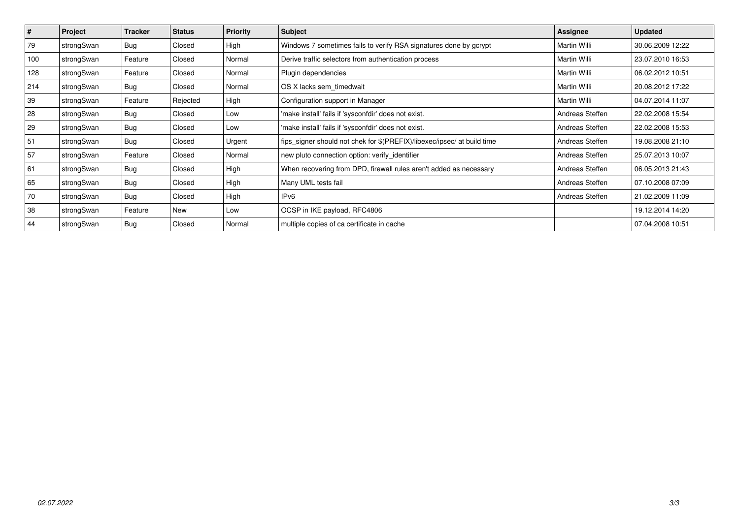| # | Project | Tracker | Status | Priority | Subject | Assignee | Updated |
|---|---|---|---|---|---|---|---|
| 79 | strongSwan | Bug | Closed | High | Windows 7 sometimes fails to verify RSA signatures done by gcrypt | Martin Willi | 30.06.2009 12:22 |
| 100 | strongSwan | Feature | Closed | Normal | Derive traffic selectors from authentication process | Martin Willi | 23.07.2010 16:53 |
| 128 | strongSwan | Feature | Closed | Normal | Plugin dependencies | Martin Willi | 06.02.2012 10:51 |
| 214 | strongSwan | Bug | Closed | Normal | OS X lacks sem_timedwait | Martin Willi | 20.08.2012 17:22 |
| 39 | strongSwan | Feature | Rejected | High | Configuration support in Manager | Martin Willi | 04.07.2014 11:07 |
| 28 | strongSwan | Bug | Closed | Low | 'make install' fails if 'sysconfdir' does not exist. | Andreas Steffen | 22.02.2008 15:54 |
| 29 | strongSwan | Bug | Closed | Low | 'make install' fails if 'sysconfdir' does not exist. | Andreas Steffen | 22.02.2008 15:53 |
| 51 | strongSwan | Bug | Closed | Urgent | fips_signer should not chek for $(PREFIX)/libexec/ipsec/ at build time | Andreas Steffen | 19.08.2008 21:10 |
| 57 | strongSwan | Feature | Closed | Normal | new pluto connection option: verify_identifier | Andreas Steffen | 25.07.2013 10:07 |
| 61 | strongSwan | Bug | Closed | High | When recovering from DPD, firewall rules aren't added as necessary | Andreas Steffen | 06.05.2013 21:43 |
| 65 | strongSwan | Bug | Closed | High | Many UML tests fail | Andreas Steffen | 07.10.2008 07:09 |
| 70 | strongSwan | Bug | Closed | High | IPv6 | Andreas Steffen | 21.02.2009 11:09 |
| 38 | strongSwan | Feature | New | Low | OCSP in IKE payload, RFC4806 | | 19.12.2014 14:20 |
| 44 | strongSwan | Bug | Closed | Normal | multiple copies of ca certificate in cache | | 07.04.2008 10:51 |